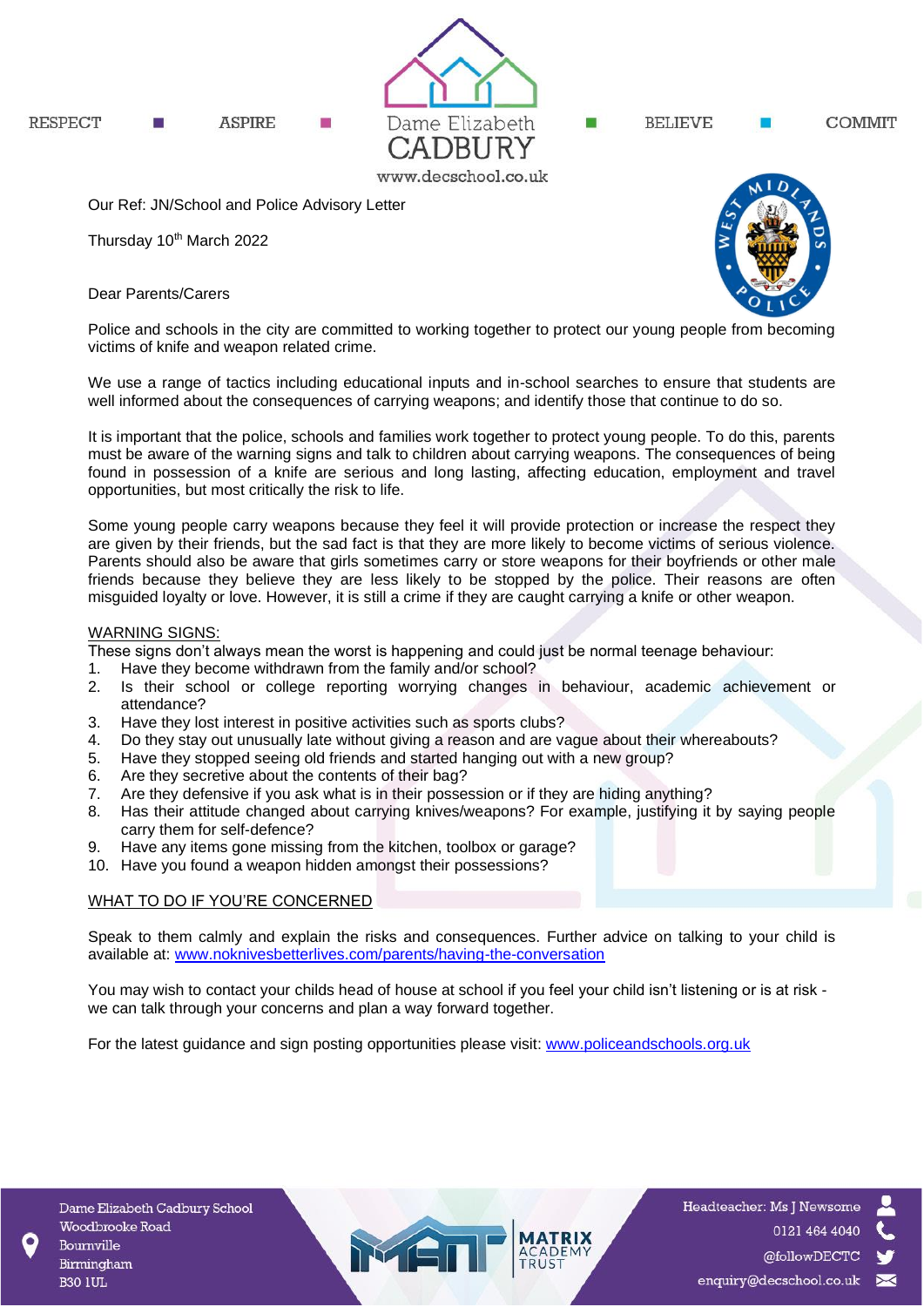RESPECT ■ ASPIRE ■ Dame Elizabeth CADBURY ■ BELIEVE ■ COMMIT

www.decschool.co.uk

Our Ref: JN/School and Police Advisory Letter

Thursday 10th March 2022

Dear Parents/Carers

Police and schools in the city are committed to working together to protect our young people from becoming victims of knife and weapon related crime.

We use a range of tactics including educational inputs and in-school searches to ensure that students are well informed about the consequences of carrying weapons; and identify those that continue to do so.

It is important that the police, schools and families work together to protect young people. To do this, parents must be aware of the warning signs and talk to children about carrying weapons. The consequences of being found in possession of a knife are serious and long lasting, affecting education, employment and travel opportunities, but most critically the risk to life.

Some young people carry weapons because they feel it will provide protection or increase the respect they are given by their friends, but the sad fact is that they are more likely to become victims of serious violence. Parents should also be aware that girls sometimes carry or store weapons for their boyfriends or other male friends because they believe they are less likely to be stopped by the police. Their reasons are often misguided loyalty or love. However, it is still a crime if they are caught carrying a knife or other weapon.

WARNING SIGNS:

These signs don't always mean the worst is happening and could just be normal teenage behaviour:

1. Have they become withdrawn from the family and/or school?
2. Is their school or college reporting worrying changes in behaviour, academic achievement or attendance?
3. Have they lost interest in positive activities such as sports clubs?
4. Do they stay out unusually late without giving a reason and are vague about their whereabouts?
5. Have they stopped seeing old friends and started hanging out with a new group?
6. Are they secretive about the contents of their bag?
7. Are they defensive if you ask what is in their possession or if they are hiding anything?
8. Has their attitude changed about carrying knives/weapons? For example, justifying it by saying people carry them for self-defence?
9. Have any items gone missing from the kitchen, toolbox or garage?
10. Have you found a weapon hidden amongst their possessions?

WHAT TO DO IF YOU'RE CONCERNED

Speak to them calmly and explain the risks and consequences. Further advice on talking to your child is available at: www.noknivesbetterlives.com/parents/having-the-conversation

You may wish to contact your childs head of house at school if you feel your child isn't listening or is at risk - we can talk through your concerns and plan a way forward together.

For the latest guidance and sign posting opportunities please visit: www.policeandschools.org.uk

Dame Elizabeth Cadbury School
Woodbrooke Road
Bournville
Birmingham
B30 1UL

MATRIX ACADEMY TRUST

Headteacher: Ms J Newsome
0121 464 4040
@followDECTC
enquiry@decschool.co.uk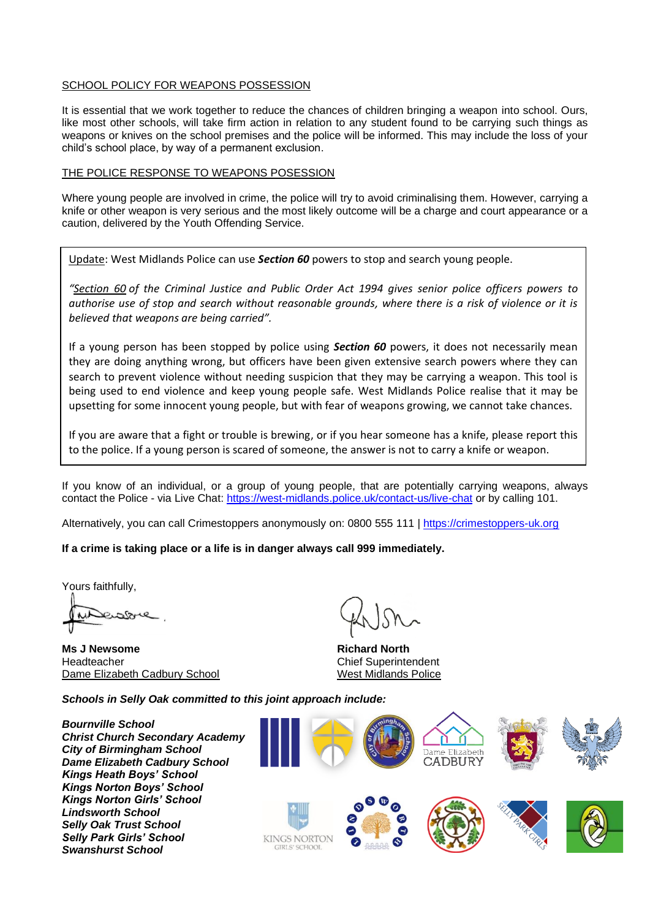SCHOOL POLICY FOR WEAPONS POSSESSION

It is essential that we work together to reduce the chances of children bringing a weapon into school. Ours, like most other schools, will take firm action in relation to any student found to be carrying such things as weapons or knives on the school premises and the police will be informed. This may include the loss of your child's school place, by way of a permanent exclusion.

THE POLICE RESPONSE TO WEAPONS POSESSION

Where young people are involved in crime, the police will try to avoid criminalising them. However, carrying a knife or other weapon is very serious and the most likely outcome will be a charge and court appearance or a caution, delivered by the Youth Offending Service.

> Update: West Midlands Police can use ***Section 60*** powers to stop and search young people.
>
> *"Section 60 of the Criminal Justice and Public Order Act 1994 gives senior police officers powers to authorise use of stop and search without reasonable grounds, where there is a risk of violence or it is believed that weapons are being carried".*
>
> If a young person has been stopped by police using ***Section 60*** powers, it does not necessarily mean they are doing anything wrong, but officers have been given extensive search powers where they can search to prevent violence without needing suspicion that they may be carrying a weapon. This tool is being used to end violence and keep young people safe. West Midlands Police realise that it may be upsetting for some innocent young people, but with fear of weapons growing, we cannot take chances.
>
> If you are aware that a fight or trouble is brewing, or if you hear someone has a knife, please report this to the police. If a young person is scared of someone, the answer is not to carry a knife or weapon.

If you know of an individual, or a group of young people, that are potentially carrying weapons, always contact the Police - via Live Chat: https://west-midlands.police.uk/contact-us/live-chat or by calling 101.

Alternatively, you can call Crimestoppers anonymously on: 0800 555 111 | https://crimestoppers-uk.org

**If a crime is taking place or a life is in danger always call 999 immediately.**

Yours faithfully,

**Ms J Newsome**
Headteacher
Dame Elizabeth Cadbury School

**Richard North**
Chief Superintendent
West Midlands Police

***Schools in Selly Oak committed to this joint approach include:***

***Bournville School***
***Christ Church Secondary Academy***
***City of Birmingham School***
***Dame Elizabeth Cadbury School***
***Kings Heath Boys' School***
***Kings Norton Boys' School***
***Kings Norton Girls' School***
***Lindsworth School***
***Selly Oak Trust School***
***Selly Park Girls' School***
***Swanshurst School***